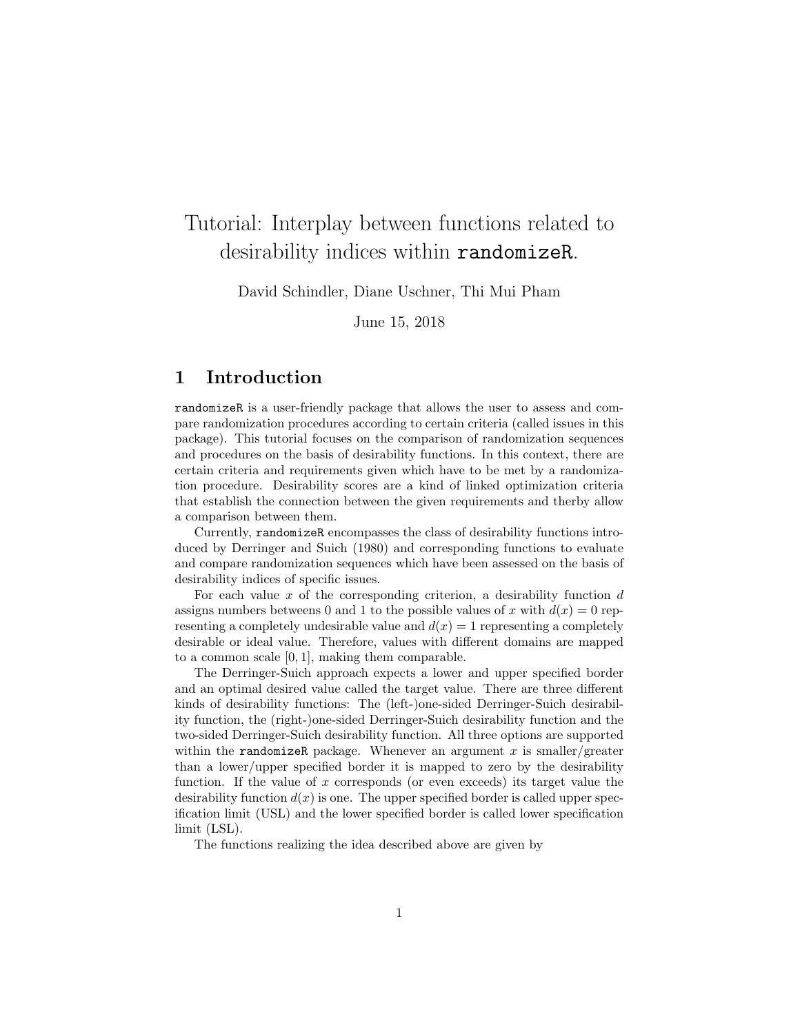# Tutorial: Interplay between functions related to desirability indices within `randomizeR`.

David Schindler, Diane Uschner, Thi Mui Pham

June 15, 2018

## 1 Introduction

`randomizeR` is a user-friendly package that allows the user to assess and compare randomization procedures according to certain criteria (called issues in this package). This tutorial focuses on the comparison of randomization sequences and procedures on the basis of desirability functions. In this context, there are certain criteria and requirements given which have to be met by a randomization procedure. Desirability scores are a kind of linked optimization criteria that establish the connection between the given requirements and therby allow a comparison between them.

Currently, `randomizeR` encompasses the class of desirability functions introduced by Derringer and Suich (1980) and corresponding functions to evaluate and compare randomization sequences which have been assessed on the basis of desirability indices of specific issues.

For each value $x$ of the corresponding criterion, a desirability function $d$ assigns numbers betweens 0 and 1 to the possible values of $x$ with $d(x) = 0$ representing a completely undesirable value and $d(x) = 1$ representing a completely desirable or ideal value. Therefore, values with different domains are mapped to a common scale $[0, 1]$, making them comparable.

The Derringer-Suich approach expects a lower and upper specified border and an optimal desired value called the target value. There are three different kinds of desirability functions: The (left-)one-sided Derringer-Suich desirability function, the (right-)one-sided Derringer-Suich desirability function and the two-sided Derringer-Suich desirability function. All three options are supported within the `randomizeR` package. Whenever an argument $x$ is smaller/greater than a lower/upper specified border it is mapped to zero by the desirability function. If the value of $x$ corresponds (or even exceeds) its target value the desirability function $d(x)$ is one. The upper specified border is called upper specification limit (USL) and the lower specified border is called lower specification limit (LSL).

The functions realizing the idea described above are given by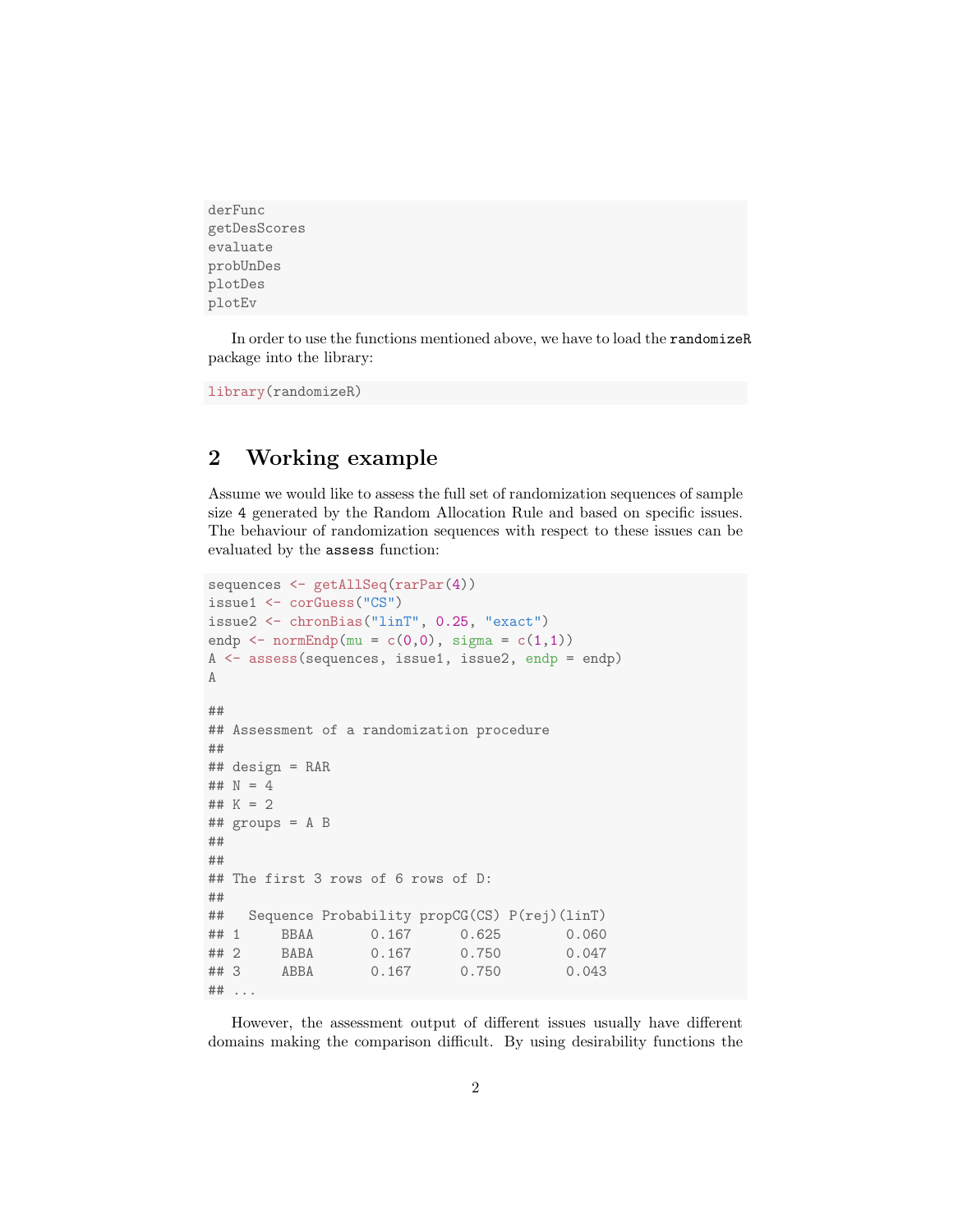```
derFunc
getDesScores
evaluate
probUnDes
plotDes
plotEv
```

In order to use the functions mentioned above, we have to load the `randomizeR` package into the library:

```
library(randomizeR)
```

## 2 Working example

Assume we would like to assess the full set of randomization sequences of sample size 4 generated by the Random Allocation Rule and based on specific issues. The behaviour of randomization sequences with respect to these issues can be evaluated by the `assess` function:

```
sequences <- getAllSeq(rarPar(4))
issue1 <- corGuess("CS")
issue2 <- chronBias("linT", 0.25, "exact")
endp <- normEndp(mu = c(0,0), sigma = c(1,1))
A <- assess(sequences, issue1, issue2, endp = endp)
A

##
## Assessment of a randomization procedure
##
## design = RAR
## N = 4
## K = 2
## groups = A B
##
##
## The first 3 rows of 6 rows of D:
##
##   Sequence Probability propCG(CS) P(rej)(linT)
## 1     BBAA       0.167      0.625        0.060
## 2     BABA       0.167      0.750        0.047
## 3     ABBA       0.167      0.750        0.043
## ...
```

However, the assessment output of different issues usually have different domains making the comparison difficult. By using desirability functions the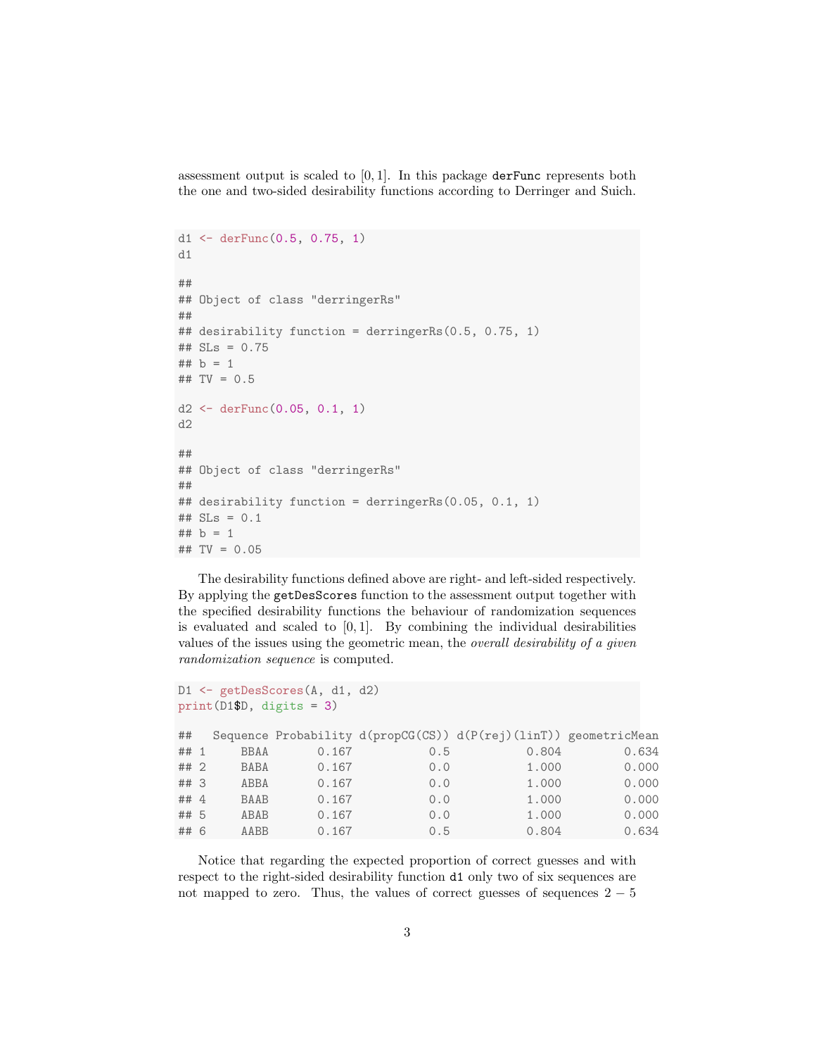assessment output is scaled to $[0, 1]$. In this package `derFunc` represents both the one and two-sided desirability functions according to Derringer and Suich.

```
d1 <- derFunc(0.5, 0.75, 1)
d1

##
## Object of class "derringerRs"
##
## desirability function = derringerRs(0.5, 0.75, 1)
## SLs = 0.75
## b = 1
## TV = 0.5

d2 <- derFunc(0.05, 0.1, 1)
d2

##
## Object of class "derringerRs"
##
## desirability function = derringerRs(0.05, 0.1, 1)
## SLs = 0.1
## b = 1
## TV = 0.05
```

The desirability functions defined above are right- and left-sided respectively. By applying the `getDesScores` function to the assessment output together with the specified desirability functions the behaviour of randomization sequences is evaluated and scaled to $[0, 1]$. By combining the individual desirabilities values of the issues using the geometric mean, the *overall desirability of a given randomization sequence* is computed.

```
D1 <- getDesScores(A, d1, d2)
print(D1$D, digits = 3)

##   Sequence Probability d(propCG(CS)) d(P(rej)(linT)) geometricMean
## 1     BBAA       0.167           0.5           0.804         0.634
## 2     BABA       0.167           0.0           1.000         0.000
## 3     ABBA       0.167           0.0           1.000         0.000
## 4     BAAB       0.167           0.0           1.000         0.000
## 5     ABAB       0.167           0.0           1.000         0.000
## 6     AABB       0.167           0.5           0.804         0.634
```

Notice that regarding the expected proportion of correct guesses and with respect to the right-sided desirability function `d1` only two of six sequences are not mapped to zero. Thus, the values of correct guesses of sequences $2 - 5$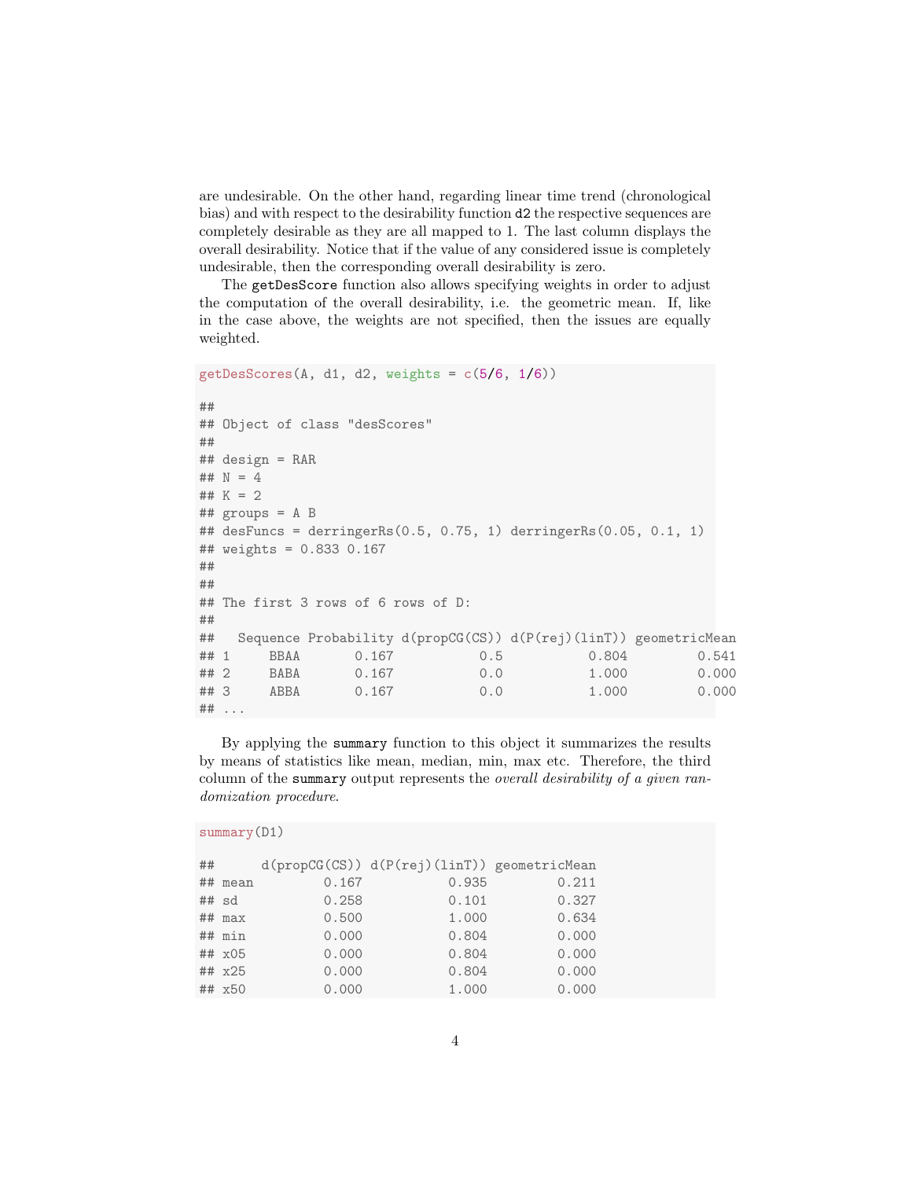are undesirable. On the other hand, regarding linear time trend (chronological bias) and with respect to the desirability function `d2` the respective sequences are completely desirable as they are all mapped to 1. The last column displays the overall desirability. Notice that if the value of any considered issue is completely undesirable, then the corresponding overall desirability is zero.

The `getDesScore` function also allows specifying weights in order to adjust the computation of the overall desirability, i.e. the geometric mean. If, like in the case above, the weights are not specified, then the issues are equally weighted.

```
getDesScores(A, d1, d2, weights = c(5/6, 1/6))

##
## Object of class "desScores"
##
## design = RAR
## N = 4
## K = 2
## groups = A B
## desFuncs = derringerRs(0.5, 0.75, 1) derringerRs(0.05, 0.1, 1)
## weights = 0.833 0.167
##
##
## The first 3 rows of 6 rows of D:
##
##   Sequence Probability d(propCG(CS)) d(P(rej)(linT)) geometricMean
## 1     BBAA       0.167           0.5           0.804         0.541
## 2     BABA       0.167           0.0           1.000         0.000
## 3     ABBA       0.167           0.0           1.000         0.000
## ...
```

By applying the `summary` function to this object it summarizes the results by means of statistics like mean, median, min, max etc. Therefore, the third column of the `summary` output represents the *overall desirability of a given randomization procedure*.

```
summary(D1)

##      d(propCG(CS)) d(P(rej)(linT)) geometricMean
## mean         0.167           0.935         0.211
## sd           0.258           0.101         0.327
## max          0.500           1.000         0.634
## min          0.000           0.804         0.000
## x05          0.000           0.804         0.000
## x25          0.000           0.804         0.000
## x50          0.000           1.000         0.000
```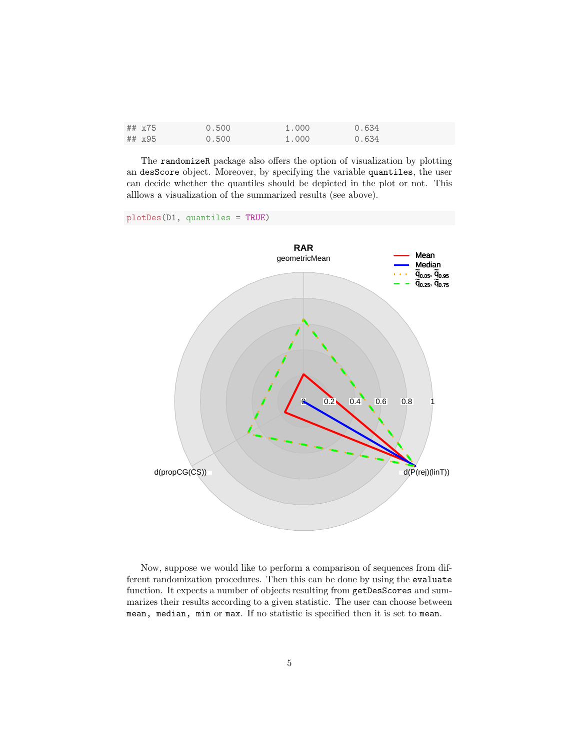```
## x75          0.500          1.000          0.634
## x95          0.500          1.000          0.634
```

The randomizeR package also offers the option of visualization by plotting an desScore object. Moreover, by specifying the variable quantiles, the user can decide whether the quantiles should be depicted in the plot or not. This alllows a visualization of the summarized results (see above).

```
plotDes(D1, quantiles = TRUE)
```

Now, suppose we would like to perform a comparison of sequences from different randomization procedures. Then this can be done by using the evaluate function. It expects a number of objects resulting from getDesScores and summarizes their results according to a given statistic. The user can choose between mean, median, min or max. If no statistic is specified then it is set to mean.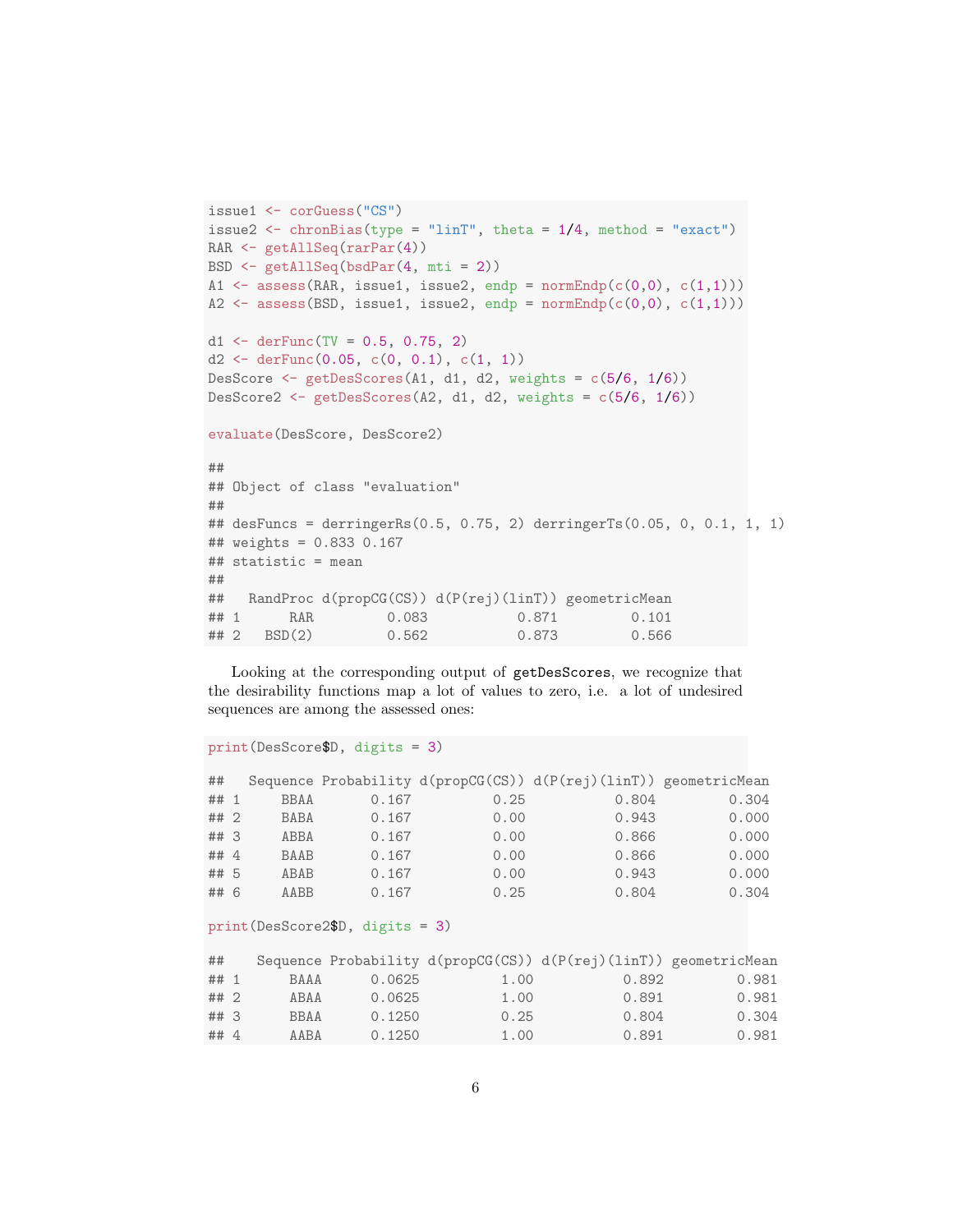```
issue1 <- corGuess("CS")
issue2 <- chronBias(type = "linT", theta = 1/4, method = "exact")
RAR <- getAllSeq(rarPar(4))
BSD <- getAllSeq(bsdPar(4, mti = 2))
A1 <- assess(RAR, issue1, issue2, endp = normEndp(c(0,0), c(1,1)))
A2 <- assess(BSD, issue1, issue2, endp = normEndp(c(0,0), c(1,1)))

d1 <- derFunc(TV = 0.5, 0.75, 2)
d2 <- derFunc(0.05, c(0, 0.1), c(1, 1))
DesScore <- getDesScores(A1, d1, d2, weights = c(5/6, 1/6))
DesScore2 <- getDesScores(A2, d1, d2, weights = c(5/6, 1/6))

evaluate(DesScore, DesScore2)

##
## Object of class "evaluation"
##
## desFuncs = derringerRs(0.5, 0.75, 2) derringerTs(0.05, 0, 0.1, 1, 1)
## weights = 0.833 0.167
## statistic = mean
##
##   RandProc d(propCG(CS)) d(P(rej)(linT)) geometricMean
## 1      RAR         0.083           0.871         0.101
## 2   BSD(2)         0.562           0.873         0.566
```

Looking at the corresponding output of `getDesScores`, we recognize that the desirability functions map a lot of values to zero, i.e. a lot of undesired sequences are among the assessed ones:

```
print(DesScore$D, digits = 3)

##   Sequence Probability d(propCG(CS)) d(P(rej)(linT)) geometricMean
## 1     BBAA       0.167          0.25           0.804         0.304
## 2     BABA       0.167          0.00           0.943         0.000
## 3     ABBA       0.167          0.00           0.866         0.000
## 4     BAAB       0.167          0.00           0.866         0.000
## 5     ABAB       0.167          0.00           0.943         0.000
## 6     AABB       0.167          0.25           0.804         0.304

print(DesScore2$D, digits = 3)

##    Sequence Probability d(propCG(CS)) d(P(rej)(linT)) geometricMean
## 1      BAAA      0.0625          1.00           0.892         0.981
## 2      ABAA      0.0625          1.00           0.891         0.981
## 3      BBAA      0.1250          0.25           0.804         0.304
## 4      AABA      0.1250          1.00           0.891         0.981
```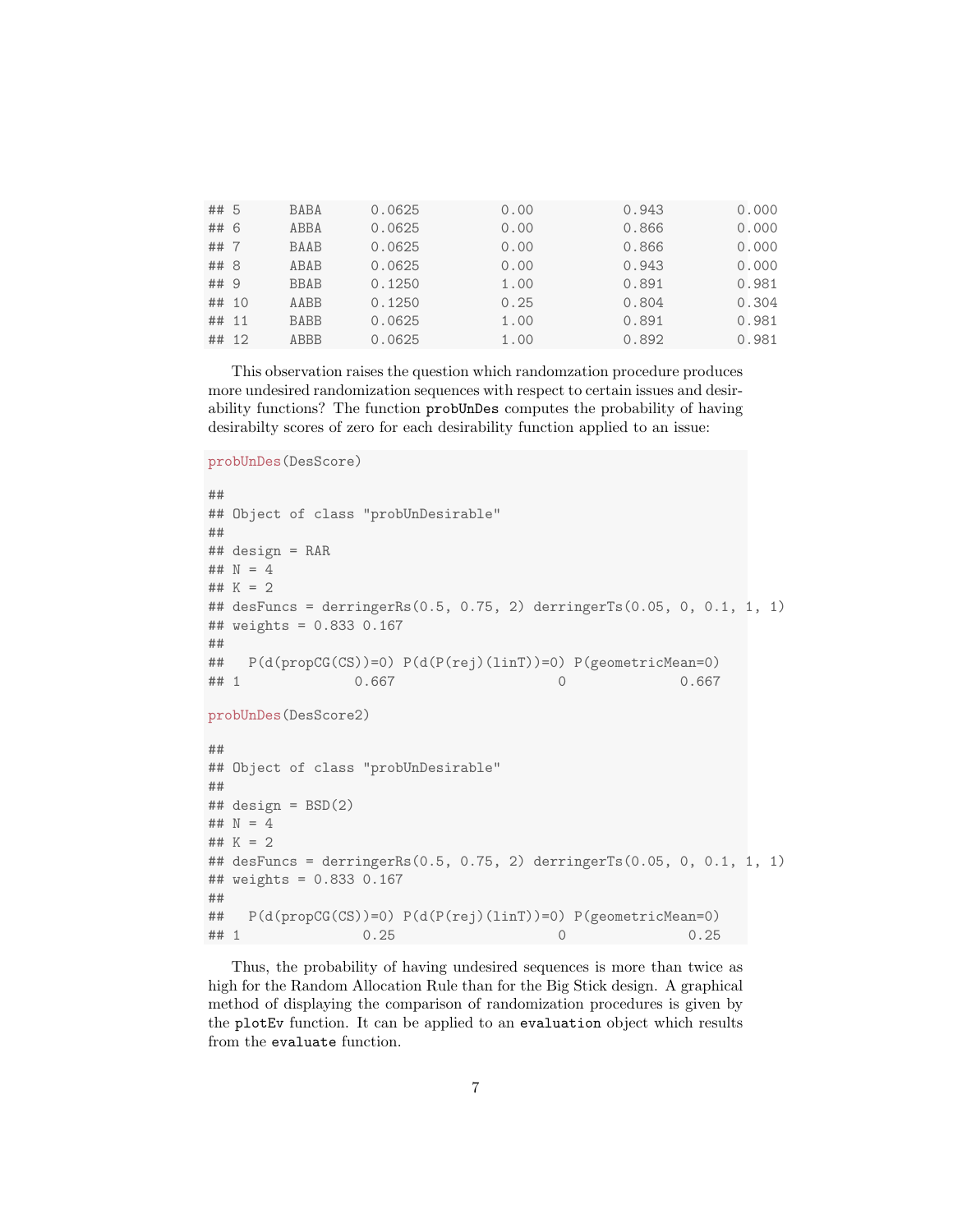```
## 5       BABA      0.0625          0.00          0.943        0.000
## 6       ABBA      0.0625          0.00          0.866        0.000
## 7       BAAB      0.0625          0.00          0.866        0.000
## 8       ABAB      0.0625          0.00          0.943        0.000
## 9       BBAB      0.1250          1.00          0.891        0.981
## 10      AABB      0.1250          0.25          0.804        0.304
## 11      BABB      0.0625          1.00          0.891        0.981
## 12      ABBB      0.0625          1.00          0.892        0.981
```

This observation raises the question which randomzation procedure produces more undesired randomization sequences with respect to certain issues and desirability functions? The function `probUnDes` computes the probability of having desirabilty scores of zero for each desirability function applied to an issue:

```
probUnDes(DesScore)

##
## Object of class "probUnDesirable"
##
## design = RAR
## N = 4
## K = 2
## desFuncs = derringerRs(0.5, 0.75, 2) derringerTs(0.05, 0, 0.1, 1, 1)
## weights = 0.833 0.167
##
##   P(d(propCG(CS))=0) P(d(P(rej)(linT))=0) P(geometricMean=0)
## 1              0.667                    0              0.667

probUnDes(DesScore2)

##
## Object of class "probUnDesirable"
##
## design = BSD(2)
## N = 4
## K = 2
## desFuncs = derringerRs(0.5, 0.75, 2) derringerTs(0.05, 0, 0.1, 1, 1)
## weights = 0.833 0.167
##
##   P(d(propCG(CS))=0) P(d(P(rej)(linT))=0) P(geometricMean=0)
## 1               0.25                    0               0.25
```

Thus, the probability of having undesired sequences is more than twice as high for the Random Allocation Rule than for the Big Stick design. A graphical method of displaying the comparison of randomization procedures is given by the `plotEv` function. It can be applied to an `evaluation` object which results from the `evaluate` function.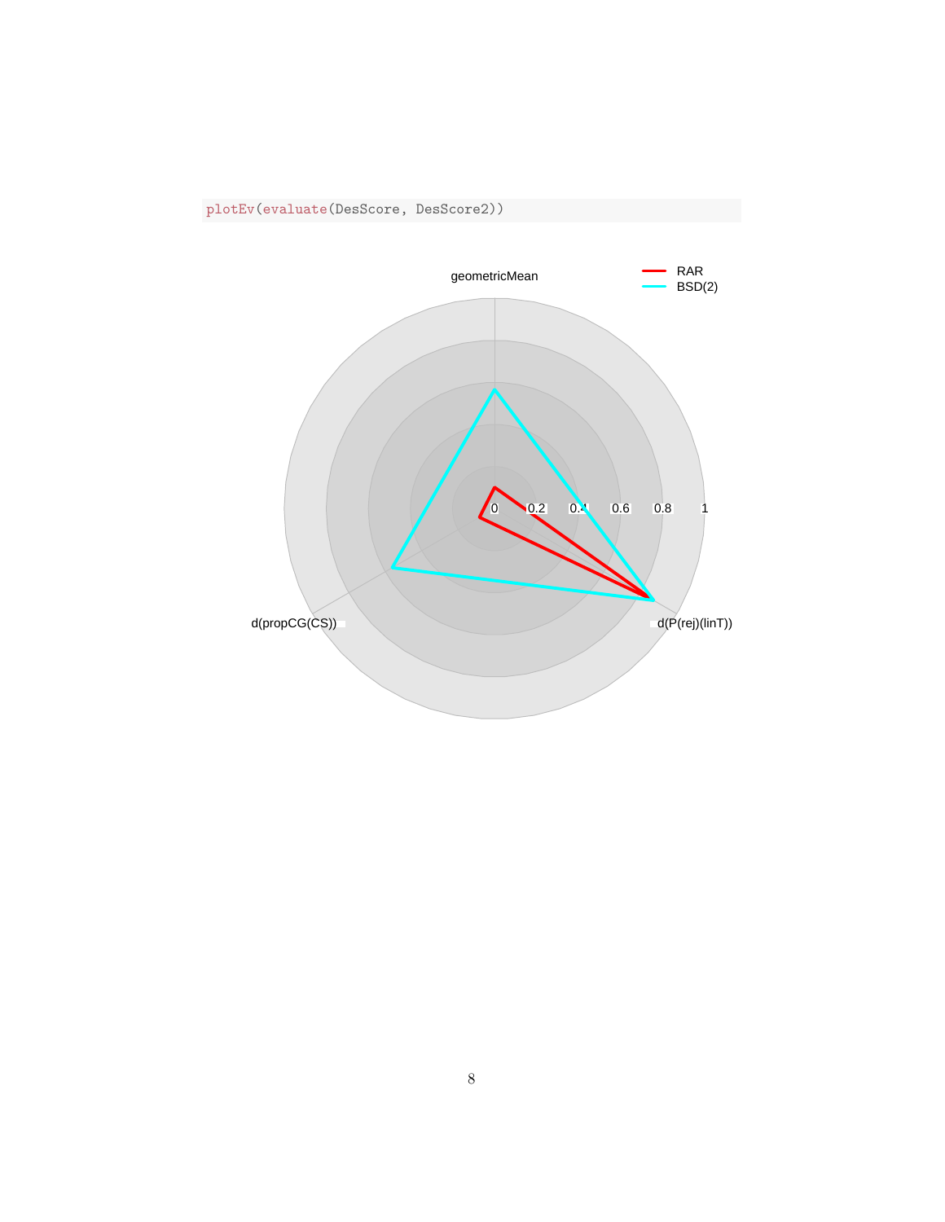```
plotEv(evaluate(DesScore, DesScore2))
```

geometricMean

RAR
BSD(2)

0
0.2
0.4
0.6
0.8
1

d(propCG(CS))

d(P(rej)(linT))